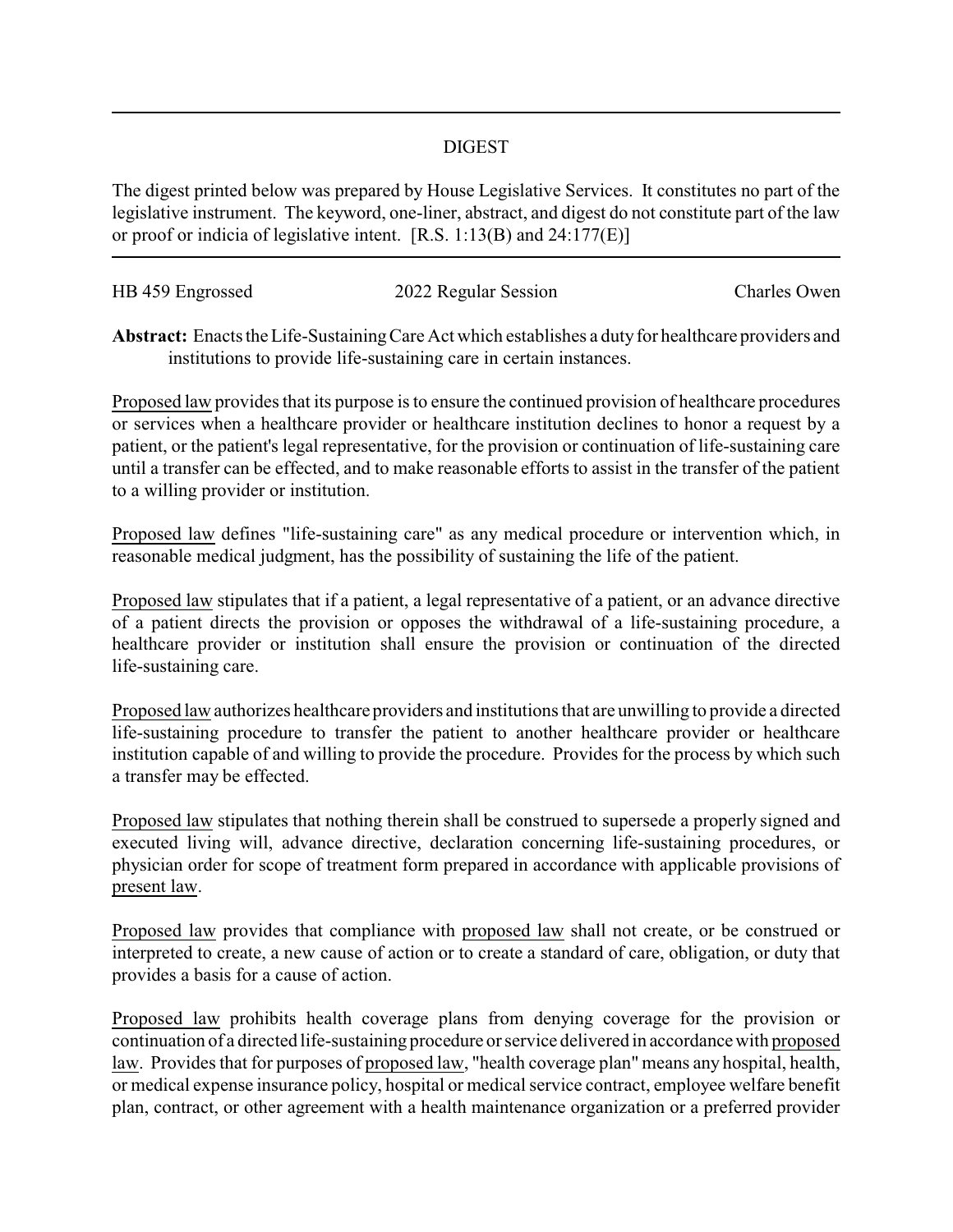## DIGEST

The digest printed below was prepared by House Legislative Services. It constitutes no part of the legislative instrument. The keyword, one-liner, abstract, and digest do not constitute part of the law or proof or indicia of legislative intent. [R.S. 1:13(B) and 24:177(E)]

---

HB 459 Engrossed | 2022 Regular Session | Charles Owen

**Abstract:** Enacts the Life-Sustaining Care Act which establishes a duty for healthcare providers and institutions to provide life-sustaining care in certain instances.

Proposed law provides that its purpose is to ensure the continued provision of healthcare procedures or services when a healthcare provider or healthcare institution declines to honor a request by a patient, or the patient's legal representative, for the provision or continuation of life-sustaining care until a transfer can be effected, and to make reasonable efforts to assist in the transfer of the patient to a willing provider or institution.

Proposed law defines "life-sustaining care" as any medical procedure or intervention which, in reasonable medical judgment, has the possibility of sustaining the life of the patient.

Proposed law stipulates that if a patient, a legal representative of a patient, or an advance directive of a patient directs the provision or opposes the withdrawal of a life-sustaining procedure, a healthcare provider or institution shall ensure the provision or continuation of the directed life-sustaining care.

Proposed law authorizes healthcare providers and institutions that are unwilling to provide a directed life-sustaining procedure to transfer the patient to another healthcare provider or healthcare institution capable of and willing to provide the procedure. Provides for the process by which such a transfer may be effected.

Proposed law stipulates that nothing therein shall be construed to supersede a properly signed and executed living will, advance directive, declaration concerning life-sustaining procedures, or physician order for scope of treatment form prepared in accordance with applicable provisions of present law.

Proposed law provides that compliance with proposed law shall not create, or be construed or interpreted to create, a new cause of action or to create a standard of care, obligation, or duty that provides a basis for a cause of action.

Proposed law prohibits health coverage plans from denying coverage for the provision or continuation of a directed life-sustaining procedure or service delivered in accordance with proposed law. Provides that for purposes of proposed law, "health coverage plan" means any hospital, health, or medical expense insurance policy, hospital or medical service contract, employee welfare benefit plan, contract, or other agreement with a health maintenance organization or a preferred provider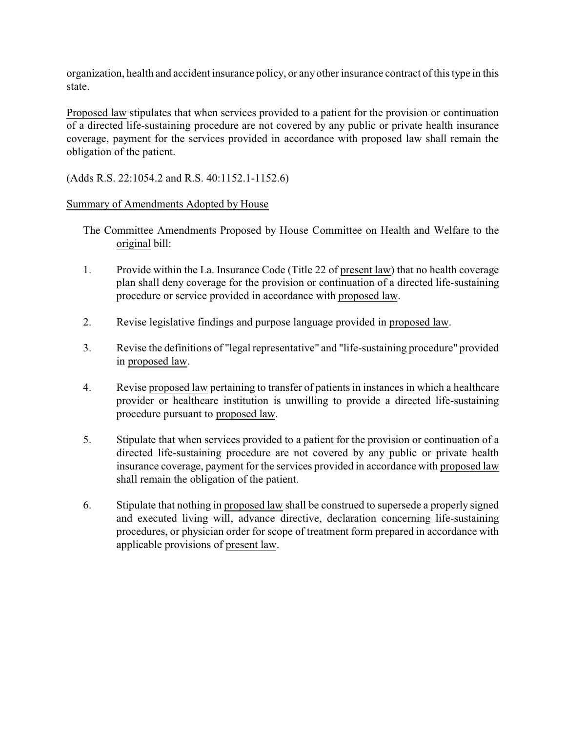organization, health and accident insurance policy, or any other insurance contract of this type in this state.

Proposed law stipulates that when services provided to a patient for the provision or continuation of a directed life-sustaining procedure are not covered by any public or private health insurance coverage, payment for the services provided in accordance with proposed law shall remain the obligation of the patient.

(Adds R.S. 22:1054.2 and R.S. 40:1152.1-1152.6)

Summary of Amendments Adopted by House

The Committee Amendments Proposed by House Committee on Health and Welfare to the original bill:

1. Provide within the La. Insurance Code (Title 22 of present law) that no health coverage plan shall deny coverage for the provision or continuation of a directed life-sustaining procedure or service provided in accordance with proposed law.

2. Revise legislative findings and purpose language provided in proposed law.

3. Revise the definitions of "legal representative" and "life-sustaining procedure" provided in proposed law.

4. Revise proposed law pertaining to transfer of patients in instances in which a healthcare provider or healthcare institution is unwilling to provide a directed life-sustaining procedure pursuant to proposed law.

5. Stipulate that when services provided to a patient for the provision or continuation of a directed life-sustaining procedure are not covered by any public or private health insurance coverage, payment for the services provided in accordance with proposed law shall remain the obligation of the patient.

6. Stipulate that nothing in proposed law shall be construed to supersede a properly signed and executed living will, advance directive, declaration concerning life-sustaining procedures, or physician order for scope of treatment form prepared in accordance with applicable provisions of present law.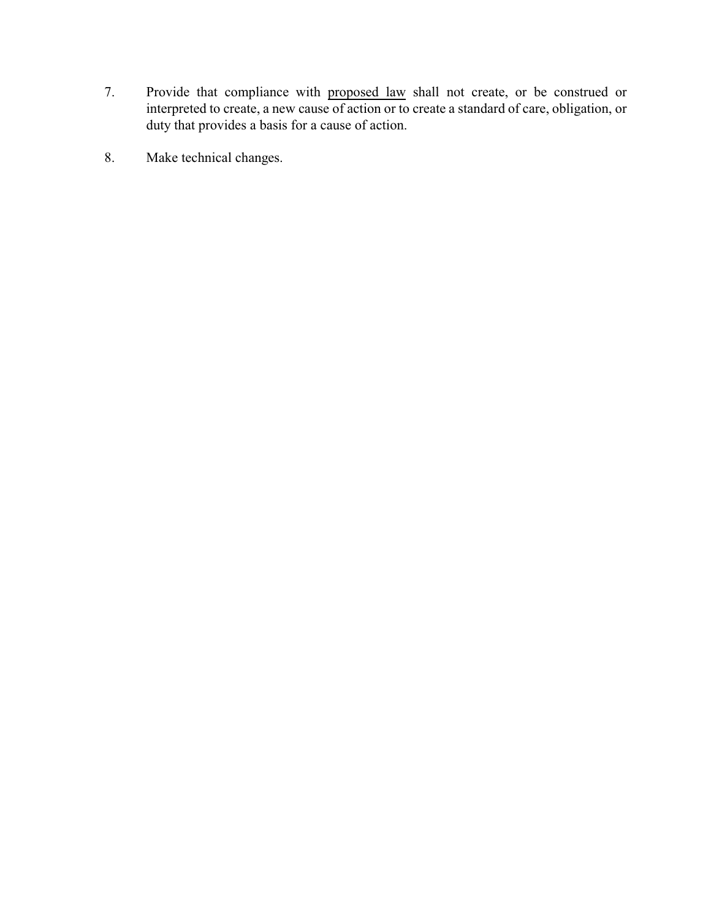7. Provide that compliance with proposed law shall not create, or be construed or interpreted to create, a new cause of action or to create a standard of care, obligation, or duty that provides a basis for a cause of action.

8. Make technical changes.